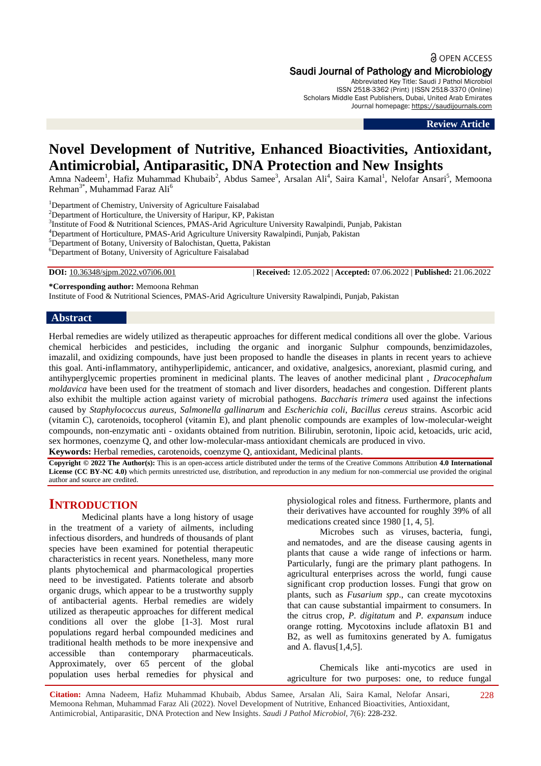Review Article

# Novel Development of Nutritive, Enhanced Bioactivities, Antioxidant, Antimicrobial, Antiparasitic, DNA Protection and New Insights

Amna Nadeem[1], Hafiz Muhammad Khubaib[2], Abdus Samee[3], Arsalan Ali[4], Saira Kamal[1], Nelofar Ansari[5], Memoona Rehman[3*], Muhammad Faraz Ali[6]

[1]Department of Chemistry, University of Agriculture Faisalabad
[2]Department of Horticulture, the University of Haripur, KP, Pakistan
[3]Institute of Food & Nutritional Sciences, PMAS-Arid Agriculture University Rawalpindi, Punjab, Pakistan
[4]Department of Horticulture, PMAS-Arid Agriculture University Rawalpindi, Punjab, Pakistan
[5]Department of Botany, University of Balochistan, Quetta, Pakistan
[6]Department of Botany, University of Agriculture Faisalabad

**DOI:** 10.36348/sjpm.2022.v07i06.001 | **Received:** 12.05.2022 | **Accepted:** 07.06.2022 | **Published:** 21.06.2022

**\*Corresponding author:** Memoona Rehman
Institute of Food & Nutritional Sciences, PMAS-Arid Agriculture University Rawalpindi, Punjab, Pakistan

## Abstract

Herbal remedies are widely utilized as therapeutic approaches for different medical conditions all over the globe. Various chemical herbicides and pesticides, including the organic and inorganic Sulphur compounds, benzimidazoles, imazalil, and oxidizing compounds, have just been proposed to handle the diseases in plants in recent years to achieve this goal. Anti-inflammatory, antihyperlipidemic, anticancer, and oxidative, analgesics, anorexiant, plasmid curing, and antihyperglycemic properties prominent in medicinal plants. The leaves of another medicinal plant , *Dracocephalum moldavica* have been used for the treatment of stomach and liver disorders, headaches and congestion. Different plants also exhibit the multiple action against variety of microbial pathogens. *Baccharis trimera* used against the infections caused by *Staphylococcus aureus*, *Salmonella gallinarum* and *Escherichia coli*, *Bacillus cereus* strains. Ascorbic acid (vitamin C), carotenoids, tocopherol (vitamin E), and plant phenolic compounds are examples of low-molecular-weight compounds, non-enzymatic anti - oxidants obtained from nutrition. Bilirubin, serotonin, lipoic acid, ketoacids, uric acid, sex hormones, coenzyme Q, and other low-molecular-mass antioxidant chemicals are produced in vivo.

**Keywords:** Herbal remedies, carotenoids, coenzyme Q, antioxidant, Medicinal plants.

**Copyright © 2022 The Author(s):** This is an open-access article distributed under the terms of the Creative Commons Attribution **4.0 International License (CC BY-NC 4.0)** which permits unrestricted use, distribution, and reproduction in any medium for non-commercial use provided the original author and source are credited.

## INTRODUCTION

Medicinal plants have a long history of usage in the treatment of a variety of ailments, including infectious disorders, and hundreds of thousands of plant species have been examined for potential therapeutic characteristics in recent years. Nonetheless, many more plants phytochemical and pharmacological properties need to be investigated. Patients tolerate and absorb organic drugs, which appear to be a trustworthy supply of antibacterial agents. Herbal remedies are widely utilized as therapeutic approaches for different medical conditions all over the globe [1-3]. Most rural populations regard herbal compounded medicines and traditional health methods to be more inexpensive and accessible than contemporary pharmaceuticals. Approximately, over 65 percent of the global population uses herbal remedies for physical and physiological roles and fitness. Furthermore, plants and their derivatives have accounted for roughly 39% of all medications created since 1980 [1, 4, 5].

Microbes such as viruses, bacteria, fungi, and nematodes, and are the disease causing agents in plants that cause a wide range of infections or harm. Particularly, fungi are the primary plant pathogens. In agricultural enterprises across the world, fungi cause significant crop production losses. Fungi that grow on plants, such as *Fusarium spp*., can create mycotoxins that can cause substantial impairment to consumers. In the citrus crop, *P. digitatum* and *P. expansum* induce orange rotting. Mycotoxins include aflatoxin B1 and B2, as well as fumitoxins generated by A. fumigatus and A. flavus[1,4,5].

Chemicals like anti-mycotics are used in agriculture for two purposes: one, to reduce fungal

**Citation:** Amna Nadeem, Hafiz Muhammad Khubaib, Abdus Samee, Arsalan Ali, Saira Kamal, Nelofar Ansari, Memoona Rehman, Muhammad Faraz Ali (2022). Novel Development of Nutritive, Enhanced Bioactivities, Antioxidant, Antimicrobial, Antiparasitic, DNA Protection and New Insights. *Saudi J Pathol Microbiol, 7*(6): 228-232.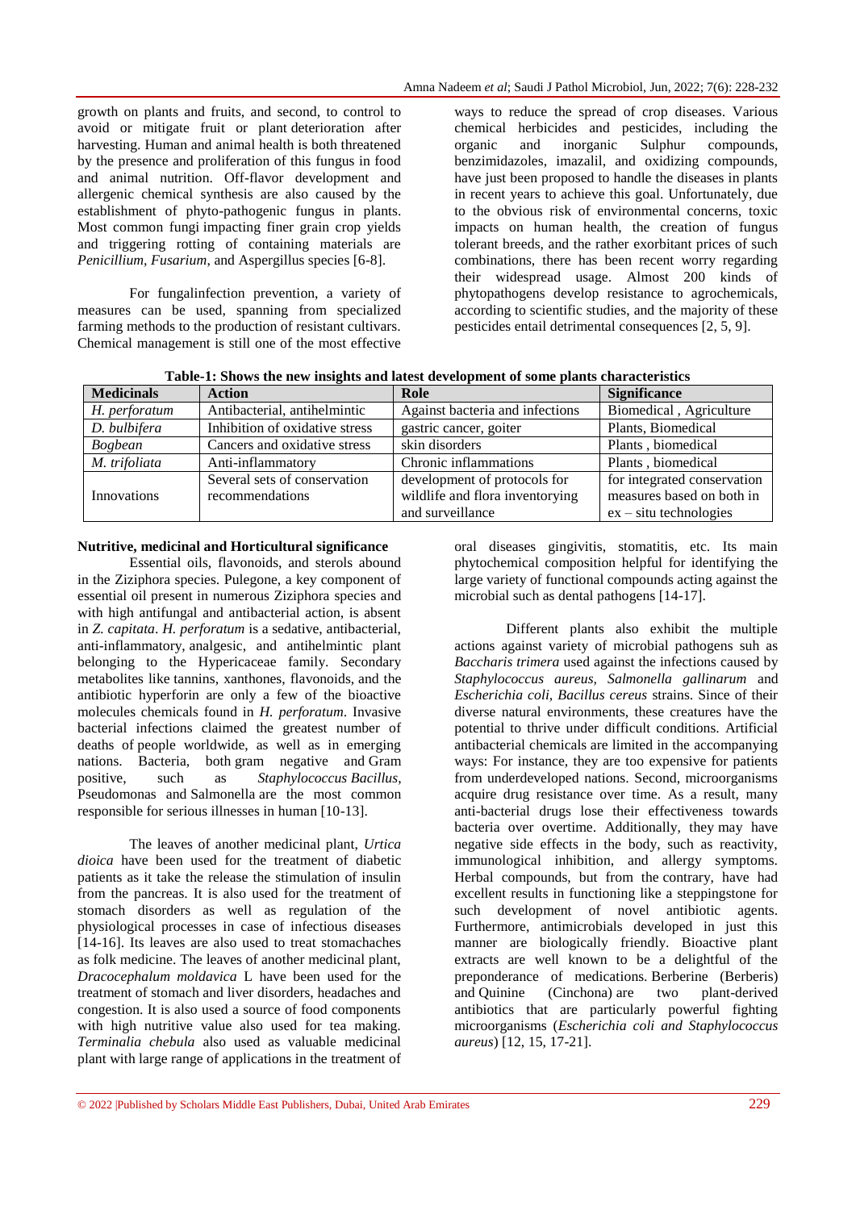growth on plants and fruits, and second, to control to avoid or mitigate fruit or plant deterioration after harvesting. Human and animal health is both threatened by the presence and proliferation of this fungus in food and animal nutrition. Off-flavor development and allergenic chemical synthesis are also caused by the establishment of phyto-pathogenic fungus in plants. Most common fungi impacting finer grain crop yields and triggering rotting of containing materials are *Penicillium, Fusarium,* and Aspergillus species [6-8].

For fungalinfection prevention, a variety of measures can be used, spanning from specialized farming methods to the production of resistant cultivars. Chemical management is still one of the most effective ways to reduce the spread of crop diseases. Various chemical herbicides and pesticides, including the organic and inorganic Sulphur compounds, benzimidazoles, imazalil, and oxidizing compounds, have just been proposed to handle the diseases in plants in recent years to achieve this goal. Unfortunately, due to the obvious risk of environmental concerns, toxic impacts on human health, the creation of fungus tolerant breeds, and the rather exorbitant prices of such combinations, there has been recent worry regarding their widespread usage. Almost 200 kinds of phytopathogens develop resistance to agrochemicals, according to scientific studies, and the majority of these pesticides entail detrimental consequences [2, 5, 9].

**Table-1: Shows the new insights and latest development of some plants characteristics**

| Medicinals | Action | Role | Significance |
|---|---|---|---|
| *H. perforatum* | Antibacterial, antihelmintic | Against bacteria and infections | Biomedical , Agriculture |
| *D. bulbifera* | Inhibition of oxidative stress | gastric cancer, goiter | Plants, Biomedical |
| *Bogbean* | Cancers and oxidative stress | skin disorders | Plants , biomedical |
| *M. trifoliata* | Anti-inflammatory | Chronic inflammations | Plants , biomedical |
| Innovations | Several sets of conservation recommendations | development of protocols for wildlife and flora inventorying and surveillance | for integrated conservation measures based on both in ex – situ technologies |

**Nutritive, medicinal and Horticultural significance**

Essential oils, flavonoids, and sterols abound in the Ziziphora species. Pulegone, a key component of essential oil present in numerous Ziziphora species and with high antifungal and antibacterial action, is absent in *Z. capitata*. *H. perforatum* is a sedative, antibacterial, anti-inflammatory, analgesic, and antihelmintic plant belonging to the Hypericaceae family. Secondary metabolites like tannins, xanthones, flavonoids, and the antibiotic hyperforin are only a few of the bioactive molecules chemicals found in *H. perforatum*. Invasive bacterial infections claimed the greatest number of deaths of people worldwide, as well as in emerging nations. Bacteria, both gram negative and Gram positive, such as *Staphylococcus Bacillus*, Pseudomonas and Salmonella are the most common responsible for serious illnesses in human [10-13].

The leaves of another medicinal plant, *Urtica dioica* have been used for the treatment of diabetic patients as it take the release the stimulation of insulin from the pancreas. It is also used for the treatment of stomach disorders as well as regulation of the physiological processes in case of infectious diseases [14-16]. Its leaves are also used to treat stomachaches as folk medicine. The leaves of another medicinal plant, *Dracocephalum moldavica* L have been used for the treatment of stomach and liver disorders, headaches and congestion. It is also used a source of food components with high nutritive value also used for tea making. *Terminalia chebula* also used as valuable medicinal plant with large range of applications in the treatment of oral diseases gingivitis, stomatitis, etc. Its main phytochemical composition helpful for identifying the large variety of functional compounds acting against the microbial such as dental pathogens [14-17].

Different plants also exhibit the multiple actions against variety of microbial pathogens suh as *Baccharis trimera* used against the infections caused by *Staphylococcus aureus, Salmonella gallinarum* and *Escherichia coli, Bacillus cereus* strains. Since of their diverse natural environments, these creatures have the potential to thrive under difficult conditions. Artificial antibacterial chemicals are limited in the accompanying ways: For instance, they are too expensive for patients from underdeveloped nations. Second, microorganisms acquire drug resistance over time. As a result, many anti-bacterial drugs lose their effectiveness towards bacteria over overtime. Additionally, they may have negative side effects in the body, such as reactivity, immunological inhibition, and allergy symptoms. Herbal compounds, but from the contrary, have had excellent results in functioning like a steppingstone for such development of novel antibiotic agents. Furthermore, antimicrobials developed in just this manner are biologically friendly. Bioactive plant extracts are well known to be a delightful of the preponderance of medications. Berberine (Berberis) and Quinine (Cinchona) are two plant-derived antibiotics that are particularly powerful fighting microorganisms (*Escherichia coli and Staphylococcus aureus*) [12, 15, 17-21].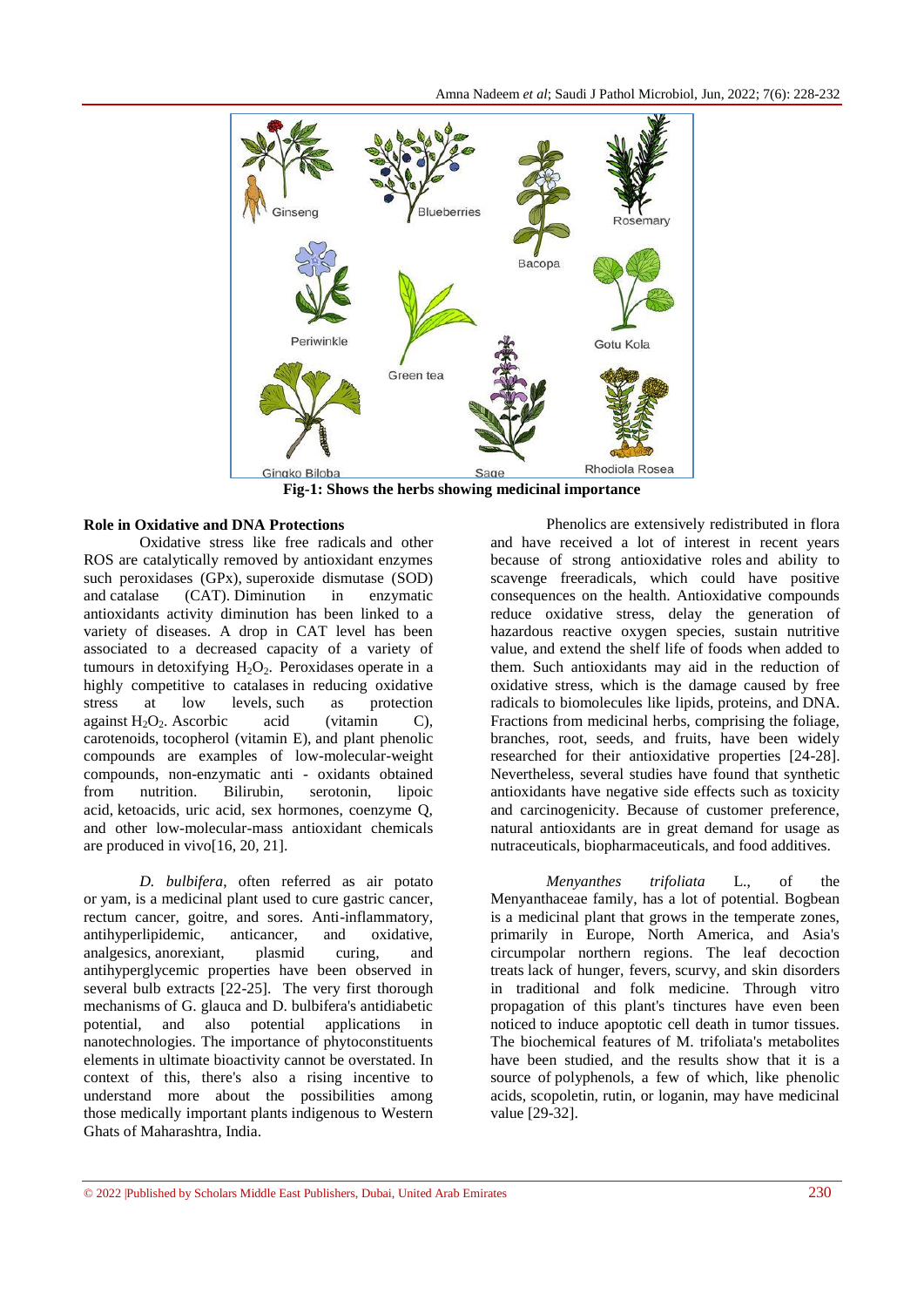Fig-1: Shows the herbs showing medicinal importance

**Role in Oxidative and DNA Protections**

Oxidative stress like free radicals and other ROS are catalytically removed by antioxidant enzymes such peroxidases (GPx), superoxide dismutase (SOD) and catalase (CAT). Diminution in enzymatic antioxidants activity diminution has been linked to a variety of diseases. A drop in CAT level has been associated to a decreased capacity of a variety of tumours in detoxifying $H_2O_2$. Peroxidases operate in a highly competitive to catalases in reducing oxidative stress at low levels, such as protection against $H_2O_2$. Ascorbic acid (vitamin C), carotenoids, tocopherol (vitamin E), and plant phenolic compounds are examples of low-molecular-weight compounds, non-enzymatic anti - oxidants obtained from nutrition. Bilirubin, serotonin, lipoic acid, ketoacids, uric acid, sex hormones, coenzyme Q, and other low-molecular-mass antioxidant chemicals are produced in vivo[16, 20, 21].

*D. bulbifera*, often referred as air potato or yam, is a medicinal plant used to cure gastric cancer, rectum cancer, goitre, and sores. Anti-inflammatory, antihyperlipidemic, anticancer, and oxidative, analgesics, anorexiant, plasmid curing, and antihyperglycemic properties have been observed in several bulb extracts [22-25]. The very first thorough mechanisms of G. glauca and D. bulbifera's antidiabetic potential, and also potential applications in nanotechnologies. The importance of phytoconstituents elements in ultimate bioactivity cannot be overstated. In context of this, there's also a rising incentive to understand more about the possibilities among those medically important plants indigenous to Western Ghats of Maharashtra, India.

Phenolics are extensively redistributed in flora and have received a lot of interest in recent years because of strong antioxidative roles and ability to scavenge freeradicals, which could have positive consequences on the health. Antioxidative compounds reduce oxidative stress, delay the generation of hazardous reactive oxygen species, sustain nutritive value, and extend the shelf life of foods when added to them. Such antioxidants may aid in the reduction of oxidative stress, which is the damage caused by free radicals to biomolecules like lipids, proteins, and DNA. Fractions from medicinal herbs, comprising the foliage, branches, root, seeds, and fruits, have been widely researched for their antioxidative properties [24-28]. Nevertheless, several studies have found that synthetic antioxidants have negative side effects such as toxicity and carcinogenicity. Because of customer preference, natural antioxidants are in great demand for usage as nutraceuticals, biopharmaceuticals, and food additives.

*Menyanthes trifoliata* L., of the Menyanthaceae family, has a lot of potential. Bogbean is a medicinal plant that grows in the temperate zones, primarily in Europe, North America, and Asia's circumpolar northern regions. The leaf decoction treats lack of hunger, fevers, scurvy, and skin disorders in traditional and folk medicine. Through vitro propagation of this plant's tinctures have even been noticed to induce apoptotic cell death in tumor tissues. The biochemical features of M. trifoliata's metabolites have been studied, and the results show that it is a source of polyphenols, a few of which, like phenolic acids, scopoletin, rutin, or loganin, may have medicinal value [29-32].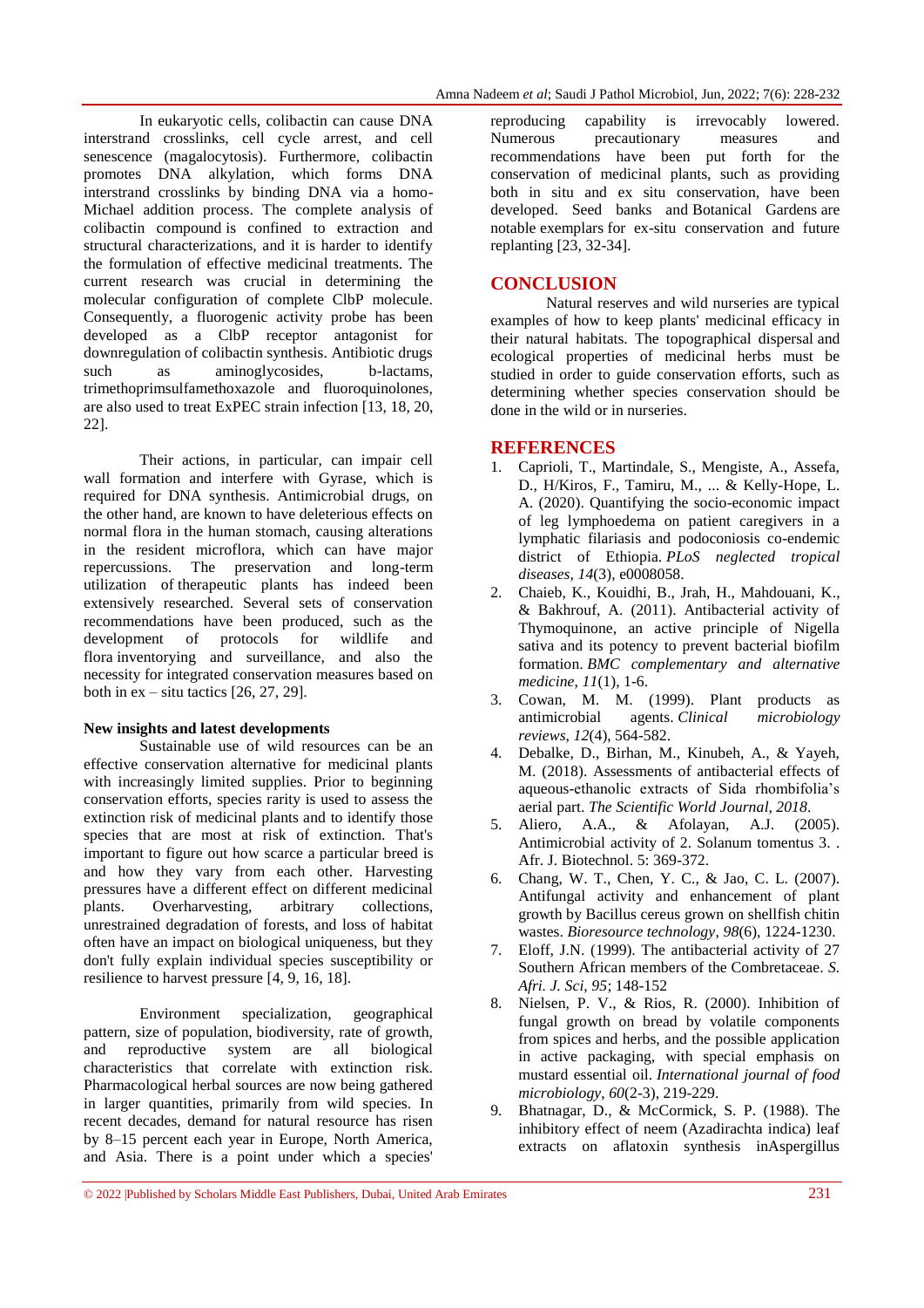In eukaryotic cells, colibactin can cause DNA interstrand crosslinks, cell cycle arrest, and cell senescence (magalocytosis). Furthermore, colibactin promotes DNA alkylation, which forms DNA interstrand crosslinks by binding DNA via a homo-Michael addition process. The complete analysis of colibactin compound is confined to extraction and structural characterizations, and it is harder to identify the formulation of effective medicinal treatments. The current research was crucial in determining the molecular configuration of complete ClbP molecule. Consequently, a fluorogenic activity probe has been developed as a ClbP receptor antagonist for downregulation of colibactin synthesis. Antibiotic drugs such as aminoglycosides, b-lactams, trimethoprimsulfamethoxazole and fluoroquinolones, are also used to treat ExPEC strain infection [13, 18, 20, 22].

Their actions, in particular, can impair cell wall formation and interfere with Gyrase, which is required for DNA synthesis. Antimicrobial drugs, on the other hand, are known to have deleterious effects on normal flora in the human stomach, causing alterations in the resident microflora, which can have major repercussions. The preservation and long-term utilization of therapeutic plants has indeed been extensively researched. Several sets of conservation recommendations have been produced, such as the development of protocols for wildlife and flora inventorying and surveillance, and also the necessity for integrated conservation measures based on both in ex – situ tactics [26, 27, 29].

**New insights and latest developments**

Sustainable use of wild resources can be an effective conservation alternative for medicinal plants with increasingly limited supplies. Prior to beginning conservation efforts, species rarity is used to assess the extinction risk of medicinal plants and to identify those species that are most at risk of extinction. That's important to figure out how scarce a particular breed is and how they vary from each other. Harvesting pressures have a different effect on different medicinal plants. Overharvesting, arbitrary collections, unrestrained degradation of forests, and loss of habitat often have an impact on biological uniqueness, but they don't fully explain individual species susceptibility or resilience to harvest pressure [4, 9, 16, 18].

Environment specialization, geographical pattern, size of population, biodiversity, rate of growth, and reproductive system are all biological characteristics that correlate with extinction risk. Pharmacological herbal sources are now being gathered in larger quantities, primarily from wild species. In recent decades, demand for natural resource has risen by 8–15 percent each year in Europe, North America, and Asia. There is a point under which a species' reproducing capability is irrevocably lowered. Numerous precautionary measures and recommendations have been put forth for the conservation of medicinal plants, such as providing both in situ and ex situ conservation, have been developed. Seed banks and Botanical Gardens are notable exemplars for ex-situ conservation and future replanting [23, 32-34].

## CONCLUSION

Natural reserves and wild nurseries are typical examples of how to keep plants' medicinal efficacy in their natural habitats. The topographical dispersal and ecological properties of medicinal herbs must be studied in order to guide conservation efforts, such as determining whether species conservation should be done in the wild or in nurseries.

## REFERENCES

1. Caprioli, T., Martindale, S., Mengiste, A., Assefa, D., H/Kiros, F., Tamiru, M., ... & Kelly-Hope, L. A. (2020). Quantifying the socio-economic impact of leg lymphoedema on patient caregivers in a lymphatic filariasis and podoconiosis co-endemic district of Ethiopia. *PLoS neglected tropical diseases*, *14*(3), e0008058.
2. Chaieb, K., Kouidhi, B., Jrah, H., Mahdouani, K., & Bakhrouf, A. (2011). Antibacterial activity of Thymoquinone, an active principle of Nigella sativa and its potency to prevent bacterial biofilm formation. *BMC complementary and alternative medicine*, *11*(1), 1-6.
3. Cowan, M. M. (1999). Plant products as antimicrobial agents. *Clinical microbiology reviews*, *12*(4), 564-582.
4. Debalke, D., Birhan, M., Kinubeh, A., & Yayeh, M. (2018). Assessments of antibacterial effects of aqueous-ethanolic extracts of Sida rhombifolia's aerial part. *The Scientific World Journal*, *2018*.
5. Aliero, A.A., & Afolayan, A.J. (2005). Antimicrobial activity of 2. Solanum tomentus 3. . Afr. J. Biotechnol. 5: 369-372.
6. Chang, W. T., Chen, Y. C., & Jao, C. L. (2007). Antifungal activity and enhancement of plant growth by Bacillus cereus grown on shellfish chitin wastes. *Bioresource technology*, *98*(6), 1224-1230.
7. Eloff, J.N. (1999). The antibacterial activity of 27 Southern African members of the Combretaceae. *S. Afri. J. Sci*, *95*; 148-152
8. Nielsen, P. V., & Rios, R. (2000). Inhibition of fungal growth on bread by volatile components from spices and herbs, and the possible application in active packaging, with special emphasis on mustard essential oil. *International journal of food microbiology*, *60*(2-3), 219-229.
9. Bhatnagar, D., & McCormick, S. P. (1988). The inhibitory effect of neem (Azadirachta indica) leaf extracts on aflatoxin synthesis inAspergillus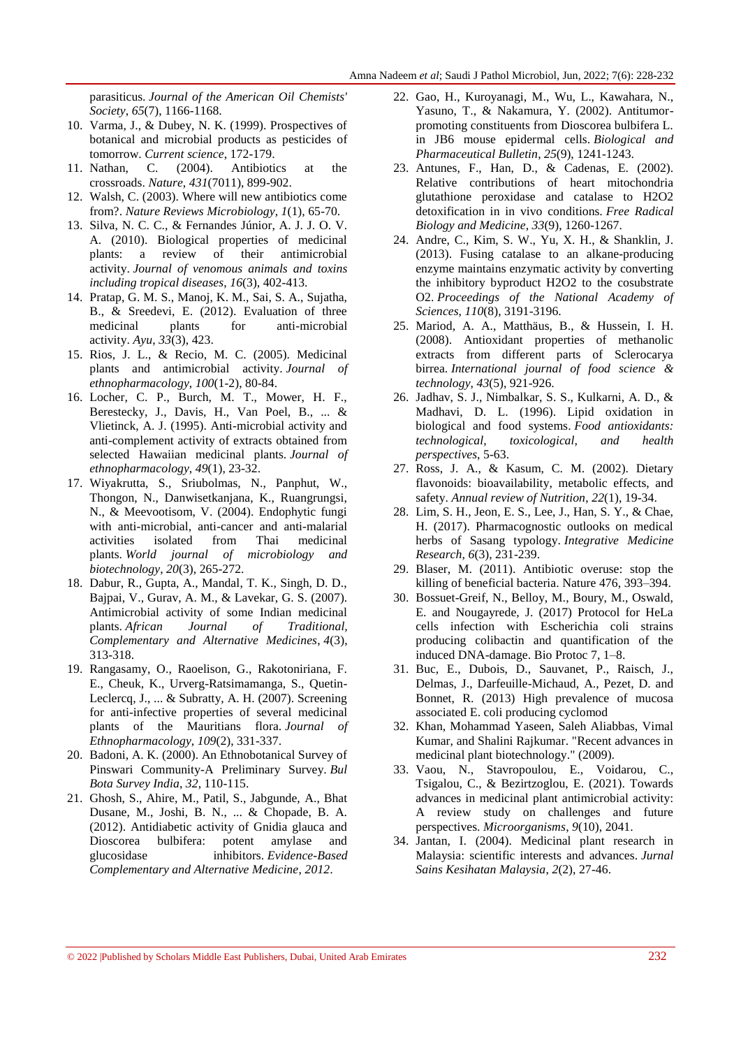parasiticus. *Journal of the American Oil Chemists' Society*, *65*(7), 1166-1168.

10. Varma, J., & Dubey, N. K. (1999). Prospectives of botanical and microbial products as pesticides of tomorrow. *Current science*, 172-179.
11. Nathan, C. (2004). Antibiotics at the crossroads. *Nature*, *431*(7011), 899-902.
12. Walsh, C. (2003). Where will new antibiotics come from?. *Nature Reviews Microbiology*, *1*(1), 65-70.
13. Silva, N. C. C., & Fernandes Júnior, A. J. J. O. V. A. (2010). Biological properties of medicinal plants: a review of their antimicrobial activity. *Journal of venomous animals and toxins including tropical diseases*, *16*(3), 402-413.
14. Pratap, G. M. S., Manoj, K. M., Sai, S. A., Sujatha, B., & Sreedevi, E. (2012). Evaluation of three medicinal plants for anti-microbial activity. *Ayu*, *33*(3), 423.
15. Rios, J. L., & Recio, M. C. (2005). Medicinal plants and antimicrobial activity. *Journal of ethnopharmacology*, *100*(1-2), 80-84.
16. Locher, C. P., Burch, M. T., Mower, H. F., Berestecky, J., Davis, H., Van Poel, B., ... & Vlietinck, A. J. (1995). Anti-microbial activity and anti-complement activity of extracts obtained from selected Hawaiian medicinal plants. *Journal of ethnopharmacology*, *49*(1), 23-32.
17. Wiyakrutta, S., Sriubolmas, N., Panphut, W., Thongon, N., Danwisetkanjana, K., Ruangrungsi, N., & Meevootisom, V. (2004). Endophytic fungi with anti-microbial, anti-cancer and anti-malarial activities isolated from Thai medicinal plants. *World journal of microbiology and biotechnology*, *20*(3), 265-272.
18. Dabur, R., Gupta, A., Mandal, T. K., Singh, D. D., Bajpai, V., Gurav, A. M., & Lavekar, G. S. (2007). Antimicrobial activity of some Indian medicinal plants. *African Journal of Traditional, Complementary and Alternative Medicines*, *4*(3), 313-318.
19. Rangasamy, O., Raoelison, G., Rakotoniriana, F. E., Cheuk, K., Urverg-Ratsimamanga, S., Quetin-Leclercq, J., ... & Subratty, A. H. (2007). Screening for anti-infective properties of several medicinal plants of the Mauritians flora. *Journal of Ethnopharmacology*, *109*(2), 331-337.
20. Badoni, A. K. (2000). An Ethnobotanical Survey of Pinswari Community-A Preliminary Survey. *Bul Bota Survey India*, *32*, 110-115.
21. Ghosh, S., Ahire, M., Patil, S., Jabgunde, A., Bhat Dusane, M., Joshi, B. N., ... & Chopade, B. A. (2012). Antidiabetic activity of Gnidia glauca and Dioscorea bulbifera: potent amylase and glucosidase inhibitors. *Evidence-Based Complementary and Alternative Medicine*, *2012*.
22. Gao, H., Kuroyanagi, M., Wu, L., Kawahara, N., Yasuno, T., & Nakamura, Y. (2002). Antitumor-promoting constituents from Dioscorea bulbifera L. in JB6 mouse epidermal cells. *Biological and Pharmaceutical Bulletin*, *25*(9), 1241-1243.
23. Antunes, F., Han, D., & Cadenas, E. (2002). Relative contributions of heart mitochondria glutathione peroxidase and catalase to H2O2 detoxification in in vivo conditions. *Free Radical Biology and Medicine*, *33*(9), 1260-1267.
24. Andre, C., Kim, S. W., Yu, X. H., & Shanklin, J. (2013). Fusing catalase to an alkane-producing enzyme maintains enzymatic activity by converting the inhibitory byproduct H2O2 to the cosubstrate O2. *Proceedings of the National Academy of Sciences*, *110*(8), 3191-3196.
25. Mariod, A. A., Matthäus, B., & Hussein, I. H. (2008). Antioxidant properties of methanolic extracts from different parts of Sclerocarya birrea. *International journal of food science & technology*, *43*(5), 921-926.
26. Jadhav, S. J., Nimbalkar, S. S., Kulkarni, A. D., & Madhavi, D. L. (1996). Lipid oxidation in biological and food systems. *Food antioxidants: technological, toxicological, and health perspectives*, 5-63.
27. Ross, J. A., & Kasum, C. M. (2002). Dietary flavonoids: bioavailability, metabolic effects, and safety. *Annual review of Nutrition*, *22*(1), 19-34.
28. Lim, S. H., Jeon, E. S., Lee, J., Han, S. Y., & Chae, H. (2017). Pharmacognostic outlooks on medical herbs of Sasang typology. *Integrative Medicine Research*, *6*(3), 231-239.
29. Blaser, M. (2011). Antibiotic overuse: stop the killing of beneficial bacteria. Nature 476, 393–394.
30. Bossuet-Greif, N., Belloy, M., Boury, M., Oswald, E. and Nougayrede, J. (2017) Protocol for HeLa cells infection with Escherichia coli strains producing colibactin and quantification of the induced DNA-damage. Bio Protoc 7, 1–8.
31. Buc, E., Dubois, D., Sauvanet, P., Raisch, J., Delmas, J., Darfeuille-Michaud, A., Pezet, D. and Bonnet, R. (2013) High prevalence of mucosa associated E. coli producing cyclomod
32. Khan, Mohammad Yaseen, Saleh Aliabbas, Vimal Kumar, and Shalini Rajkumar. "Recent advances in medicinal plant biotechnology." (2009).
33. Vaou, N., Stavropoulou, E., Voidarou, C., Tsigalou, C., & Bezirtzoglou, E. (2021). Towards advances in medicinal plant antimicrobial activity: A review study on challenges and future perspectives. *Microorganisms*, *9*(10), 2041.
34. Jantan, I. (2004). Medicinal plant research in Malaysia: scientific interests and advances. *Jurnal Sains Kesihatan Malaysia*, *2*(2), 27-46.